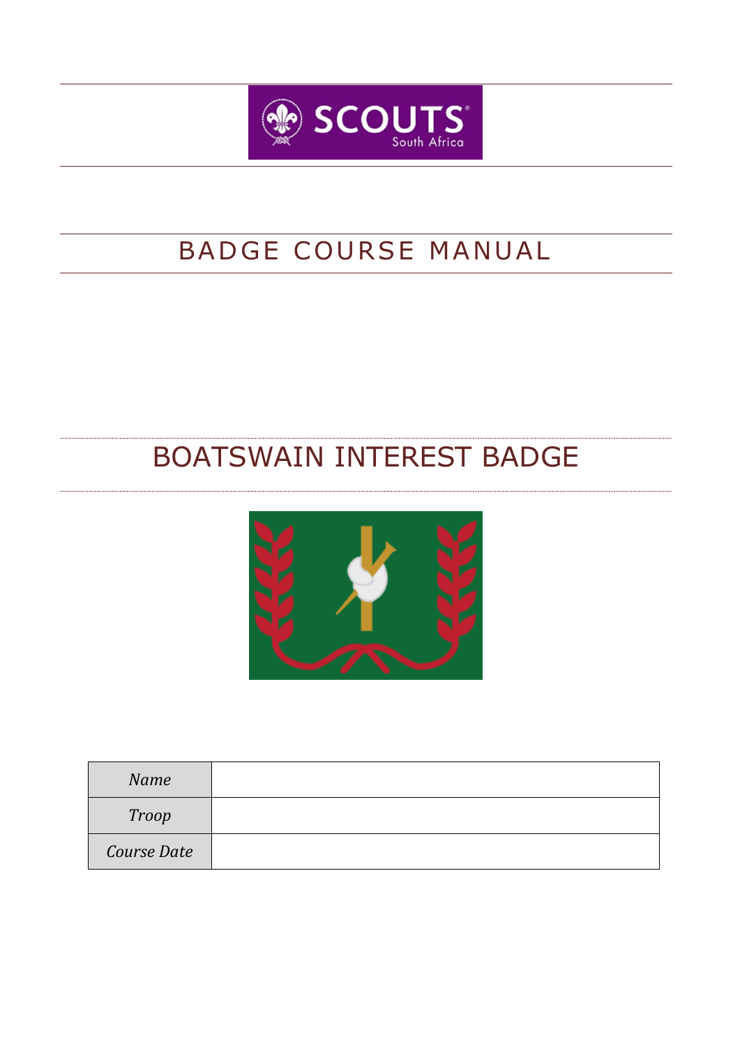# BADGE COURSE MANUAL

# BOATSWAIN INTEREST BADGE

| *Name* | |
|---|---|
| *Troop* | |
| *Course Date* | |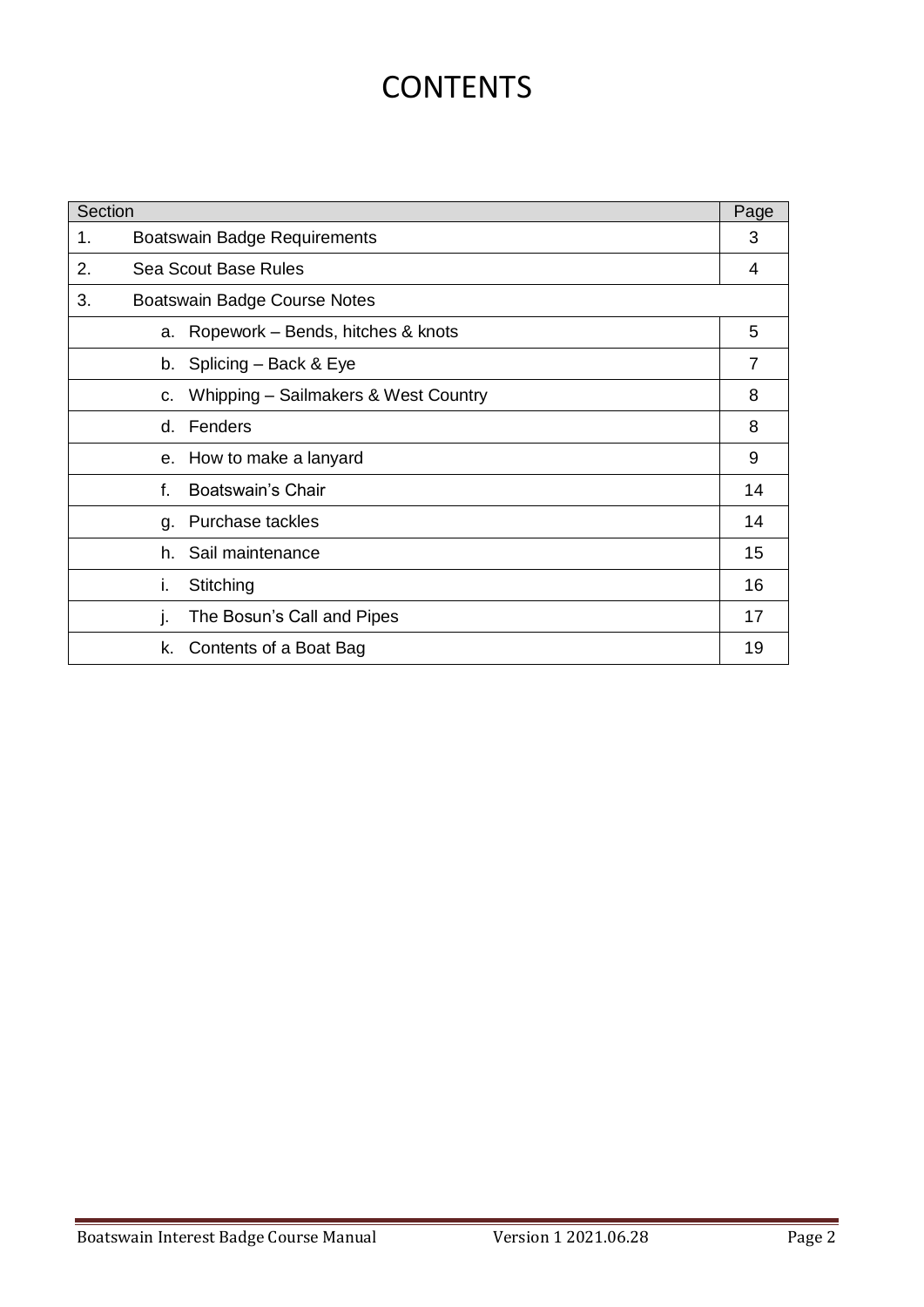# CONTENTS

| Section | | Page |
|---|---|---|
| 1. | Boatswain Badge Requirements | 3 |
| 2. | Sea Scout Base Rules | 4 |
| 3. | Boatswain Badge Course Notes | |
| | a. Ropework – Bends, hitches & knots | 5 |
| | b. Splicing – Back & Eye | 7 |
| | c. Whipping – Sailmakers & West Country | 8 |
| | d. Fenders | 8 |
| | e. How to make a lanyard | 9 |
| | f. Boatswain's Chair | 14 |
| | g. Purchase tackles | 14 |
| | h. Sail maintenance | 15 |
| | i. Stitching | 16 |
| | j. The Bosun's Call and Pipes | 17 |
| | k. Contents of a Boat Bag | 19 |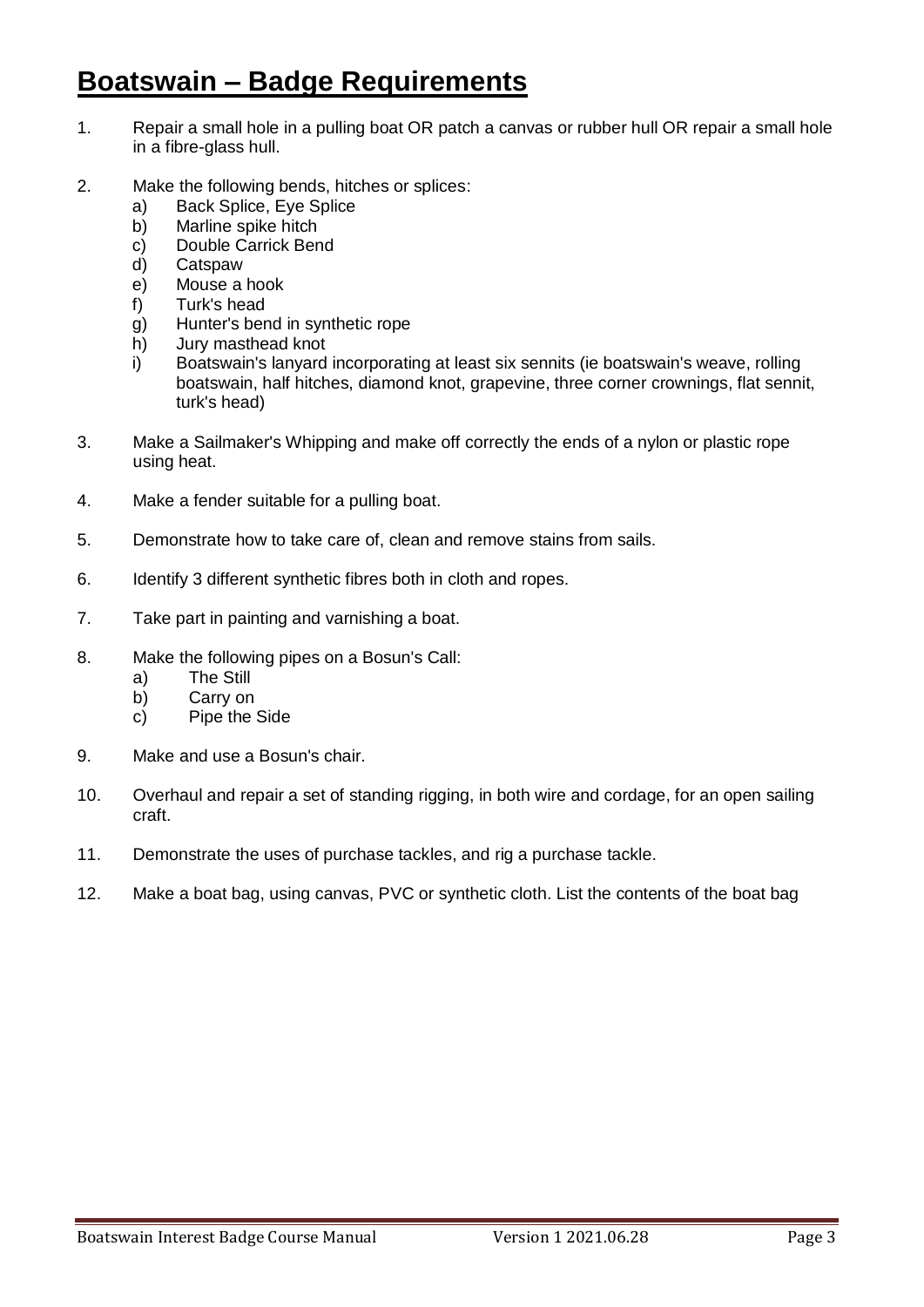# Boatswain – Badge Requirements

1. Repair a small hole in a pulling boat OR patch a canvas or rubber hull OR repair a small hole in a fibre-glass hull.

2. Make the following bends, hitches or splices:
    a) Back Splice, Eye Splice
    b) Marline spike hitch
    c) Double Carrick Bend
    d) Catspaw
    e) Mouse a hook
    f) Turk's head
    g) Hunter's bend in synthetic rope
    h) Jury masthead knot
    i) Boatswain's lanyard incorporating at least six sennits (ie boatswain's weave, rolling boatswain, half hitches, diamond knot, grapevine, three corner crownings, flat sennit, turk's head)

3. Make a Sailmaker's Whipping and make off correctly the ends of a nylon or plastic rope using heat.

4. Make a fender suitable for a pulling boat.

5. Demonstrate how to take care of, clean and remove stains from sails.

6. Identify 3 different synthetic fibres both in cloth and ropes.

7. Take part in painting and varnishing a boat.

8. Make the following pipes on a Bosun's Call:
    a) The Still
    b) Carry on
    c) Pipe the Side

9. Make and use a Bosun's chair.

10. Overhaul and repair a set of standing rigging, in both wire and cordage, for an open sailing craft.

11. Demonstrate the uses of purchase tackles, and rig a purchase tackle.

12. Make a boat bag, using canvas, PVC or synthetic cloth. List the contents of the boat bag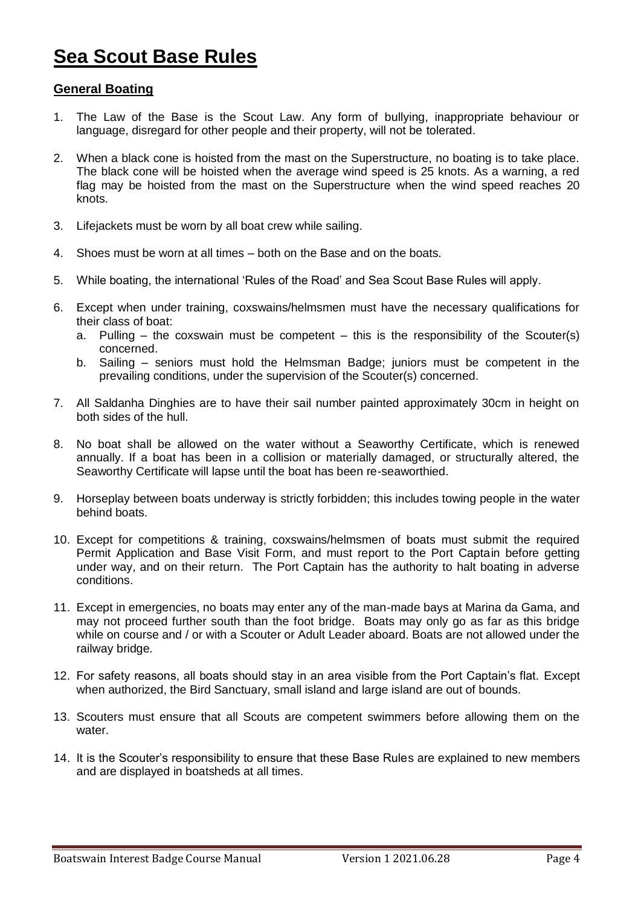# Sea Scout Base Rules

## General Boating

1. The Law of the Base is the Scout Law. Any form of bullying, inappropriate behaviour or language, disregard for other people and their property, will not be tolerated.

2. When a black cone is hoisted from the mast on the Superstructure, no boating is to take place. The black cone will be hoisted when the average wind speed is 25 knots. As a warning, a red flag may be hoisted from the mast on the Superstructure when the wind speed reaches 20 knots.

3. Lifejackets must be worn by all boat crew while sailing.

4. Shoes must be worn at all times – both on the Base and on the boats.

5. While boating, the international 'Rules of the Road' and Sea Scout Base Rules will apply.

6. Except when under training, coxswains/helmsmen must have the necessary qualifications for their class of boat:
   a. Pulling – the coxswain must be competent – this is the responsibility of the Scouter(s) concerned.
   b. Sailing – seniors must hold the Helmsman Badge; juniors must be competent in the prevailing conditions, under the supervision of the Scouter(s) concerned.

7. All Saldanha Dinghies are to have their sail number painted approximately 30cm in height on both sides of the hull.

8. No boat shall be allowed on the water without a Seaworthy Certificate, which is renewed annually. If a boat has been in a collision or materially damaged, or structurally altered, the Seaworthy Certificate will lapse until the boat has been re-seaworthied.

9. Horseplay between boats underway is strictly forbidden; this includes towing people in the water behind boats.

10. Except for competitions & training, coxswains/helmsmen of boats must submit the required Permit Application and Base Visit Form, and must report to the Port Captain before getting under way, and on their return. The Port Captain has the authority to halt boating in adverse conditions.

11. Except in emergencies, no boats may enter any of the man-made bays at Marina da Gama, and may not proceed further south than the foot bridge. Boats may only go as far as this bridge while on course and / or with a Scouter or Adult Leader aboard. Boats are not allowed under the railway bridge.

12. For safety reasons, all boats should stay in an area visible from the Port Captain's flat. Except when authorized, the Bird Sanctuary, small island and large island are out of bounds.

13. Scouters must ensure that all Scouts are competent swimmers before allowing them on the water.

14. It is the Scouter's responsibility to ensure that these Base Rules are explained to new members and are displayed in boatsheds at all times.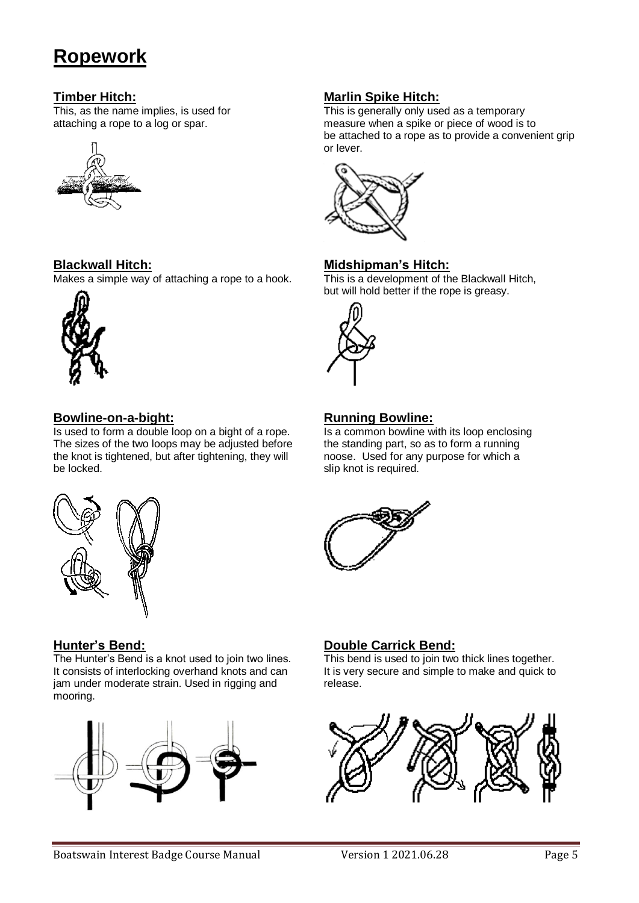# Ropework

### Timber Hitch:

This, as the name implies, is used for attaching a rope to a log or spar.

### Marlin Spike Hitch:

This is generally only used as a temporary measure when a spike or piece of wood is to be attached to a rope as to provide a convenient grip or lever.

### Blackwall Hitch:

Makes a simple way of attaching a rope to a hook.

### Midshipman's Hitch:

This is a development of the Blackwall Hitch, but will hold better if the rope is greasy.

### Bowline-on-a-bight:

Is used to form a double loop on a bight of a rope. The sizes of the two loops may be adjusted before the knot is tightened, but after tightening, they will be locked.

### Running Bowline:

Is a common bowline with its loop enclosing the standing part, so as to form a running noose. Used for any purpose for which a slip knot is required.

### Hunter's Bend:

The Hunter's Bend is a knot used to join two lines. It consists of interlocking overhand knots and can jam under moderate strain. Used in rigging and mooring.

### Double Carrick Bend:

This bend is used to join two thick lines together. It is very secure and simple to make and quick to release.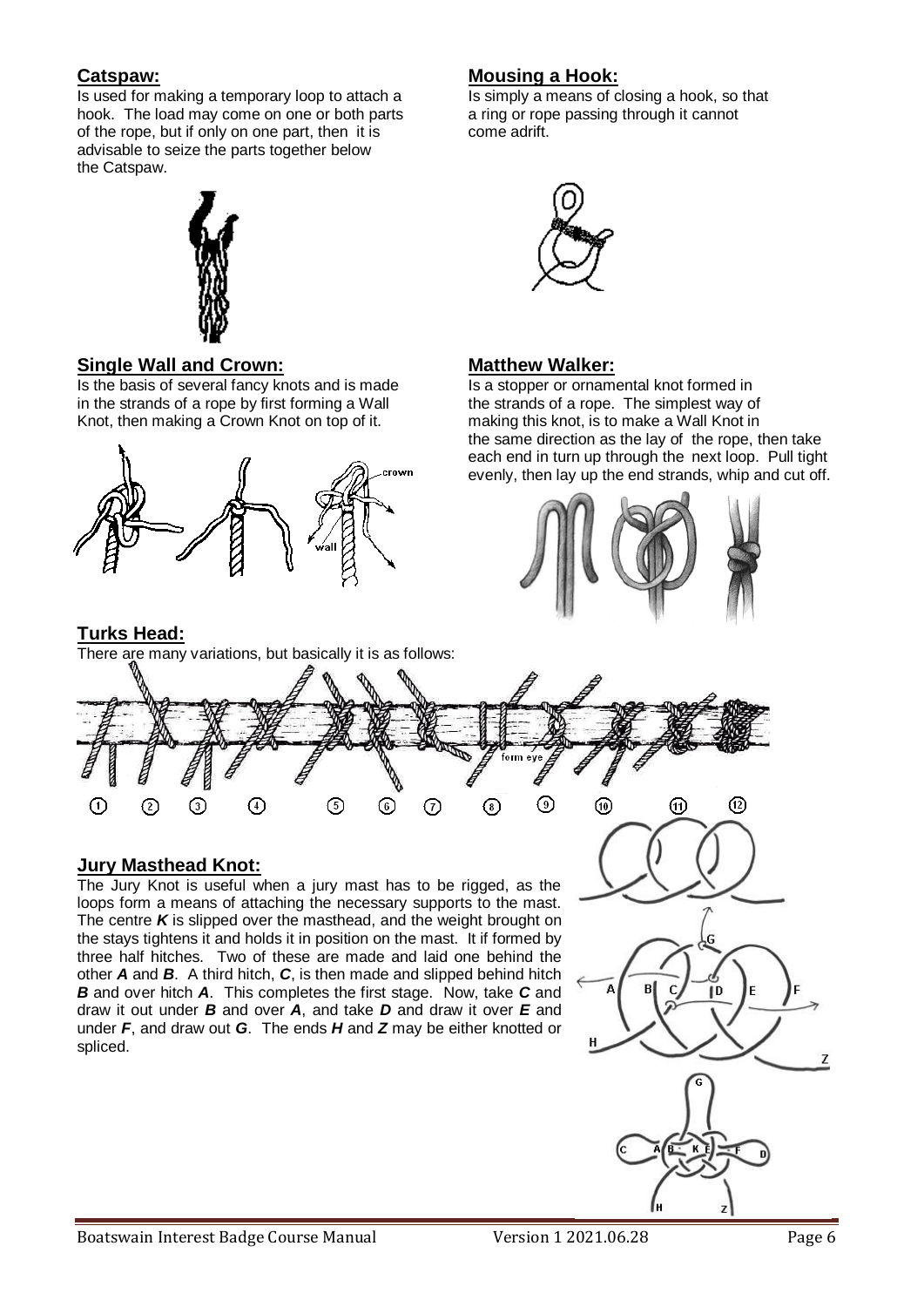## Catspaw:

Is used for making a temporary loop to attach a hook. The load may come on one or both parts of the rope, but if only on one part, then it is advisable to seize the parts together below the Catspaw.

## Single Wall and Crown:

Is the basis of several fancy knots and is made in the strands of a rope by first forming a Wall Knot, then making a Crown Knot on top of it.

## Mousing a Hook:

Is simply a means of closing a hook, so that a ring or rope passing through it cannot come adrift.

## Matthew Walker:

Is a stopper or ornamental knot formed in the strands of a rope. The simplest way of making this knot, is to make a Wall Knot in the same direction as the lay of the rope, then take each end in turn up through the next loop. Pull tight evenly, then lay up the end strands, whip and cut off.

## Turks Head:

There are many variations, but basically it is as follows:

## Jury Masthead Knot:

The Jury Knot is useful when a jury mast has to be rigged, as the loops form a means of attaching the necessary supports to the mast. The centre ***K*** is slipped over the masthead, and the weight brought on the stays tightens it and holds it in position on the mast. It if formed by three half hitches. Two of these are made and laid one behind the other ***A*** and ***B***. A third hitch, ***C***, is then made and slipped behind hitch ***B*** and over hitch ***A***. This completes the first stage. Now, take ***C*** and draw it out under ***B*** and over ***A***, and take ***D*** and draw it over ***E*** and under ***F***, and draw out ***G***. The ends ***H*** and ***Z*** may be either knotted or spliced.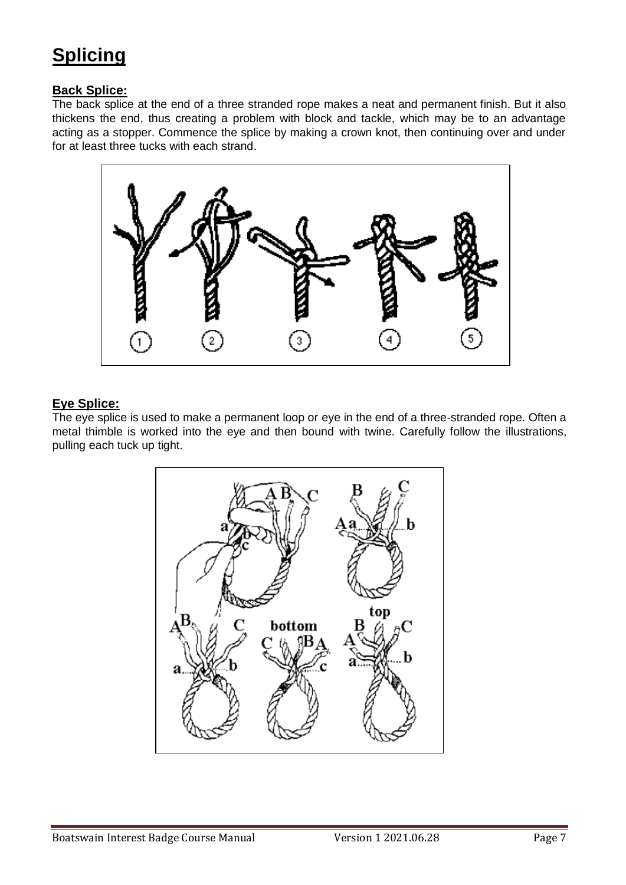# Splicing

## Back Splice:

The back splice at the end of a three stranded rope makes a neat and permanent finish. But it also thickens the end, thus creating a problem with block and tackle, which may be to an advantage acting as a stopper. Commence the splice by making a crown knot, then continuing over and under for at least three tucks with each strand.

## Eye Splice:

The eye splice is used to make a permanent loop or eye in the end of a three-stranded rope. Often a metal thimble is worked into the eye and then bound with twine. Carefully follow the illustrations, pulling each tuck up tight.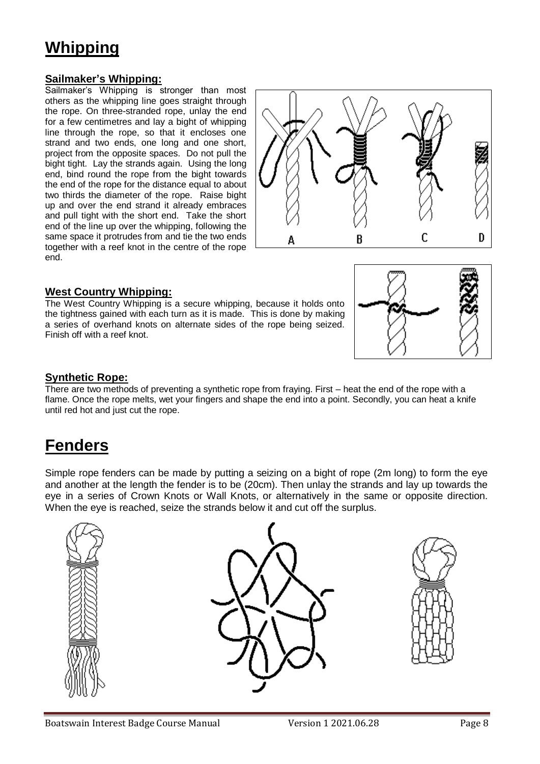# Whipping

### Sailmaker's Whipping:

Sailmaker's Whipping is stronger than most others as the whipping line goes straight through the rope. On three-stranded rope, unlay the end for a few centimetres and lay a bight of whipping line through the rope, so that it encloses one strand and two ends, one long and one short, project from the opposite spaces. Do not pull the bight tight. Lay the strands again. Using the long end, bind round the rope from the bight towards the end of the rope for the distance equal to about two thirds the diameter of the rope. Raise bight up and over the end strand it already embraces and pull tight with the short end. Take the short end of the line up over the whipping, following the same space it protrudes from and tie the two ends together with a reef knot in the centre of the rope end.

A B C D

### West Country Whipping:

The West Country Whipping is a secure whipping, because it holds onto the tightness gained with each turn as it is made. This is done by making a series of overhand knots on alternate sides of the rope being seized. Finish off with a reef knot.

### Synthetic Rope:

There are two methods of preventing a synthetic rope from fraying. First – heat the end of the rope with a flame. Once the rope melts, wet your fingers and shape the end into a point. Secondly, you can heat a knife until red hot and just cut the rope.

# Fenders

Simple rope fenders can be made by putting a seizing on a bight of rope (2m long) to form the eye and another at the length the fender is to be (20cm). Then unlay the strands and lay up towards the eye in a series of Crown Knots or Wall Knots, or alternatively in the same or opposite direction. When the eye is reached, seize the strands below it and cut off the surplus.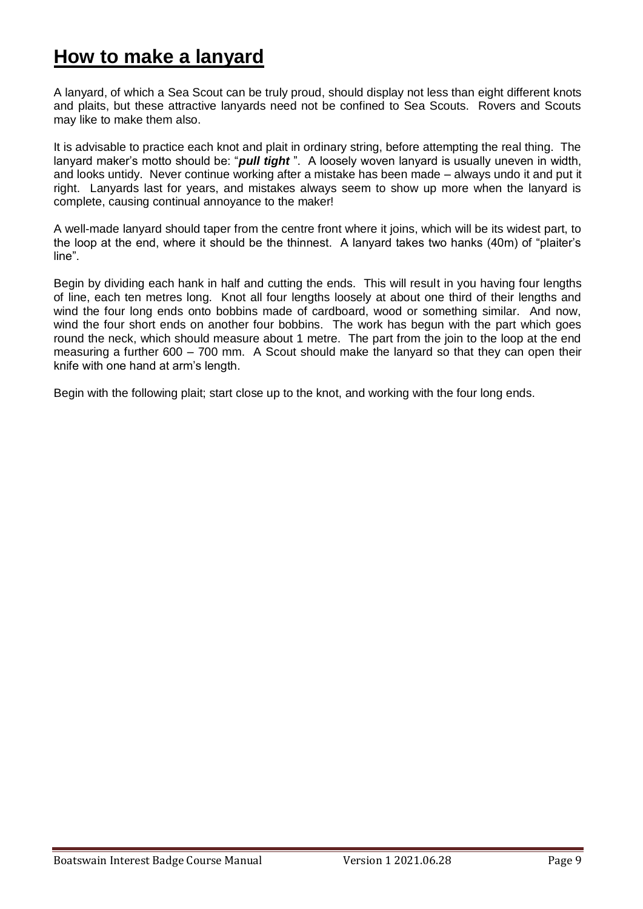# How to make a lanyard

A lanyard, of which a Sea Scout can be truly proud, should display not less than eight different knots and plaits, but these attractive lanyards need not be confined to Sea Scouts. Rovers and Scouts may like to make them also.

It is advisable to practice each knot and plait in ordinary string, before attempting the real thing. The lanyard maker's motto should be: "***pull tight*** ". A loosely woven lanyard is usually uneven in width, and looks untidy. Never continue working after a mistake has been made – always undo it and put it right. Lanyards last for years, and mistakes always seem to show up more when the lanyard is complete, causing continual annoyance to the maker!

A well-made lanyard should taper from the centre front where it joins, which will be its widest part, to the loop at the end, where it should be the thinnest. A lanyard takes two hanks (40m) of "plaiter's line".

Begin by dividing each hank in half and cutting the ends. This will result in you having four lengths of line, each ten metres long. Knot all four lengths loosely at about one third of their lengths and wind the four long ends onto bobbins made of cardboard, wood or something similar. And now, wind the four short ends on another four bobbins. The work has begun with the part which goes round the neck, which should measure about 1 metre. The part from the join to the loop at the end measuring a further 600 – 700 mm. A Scout should make the lanyard so that they can open their knife with one hand at arm's length.

Begin with the following plait; start close up to the knot, and working with the four long ends.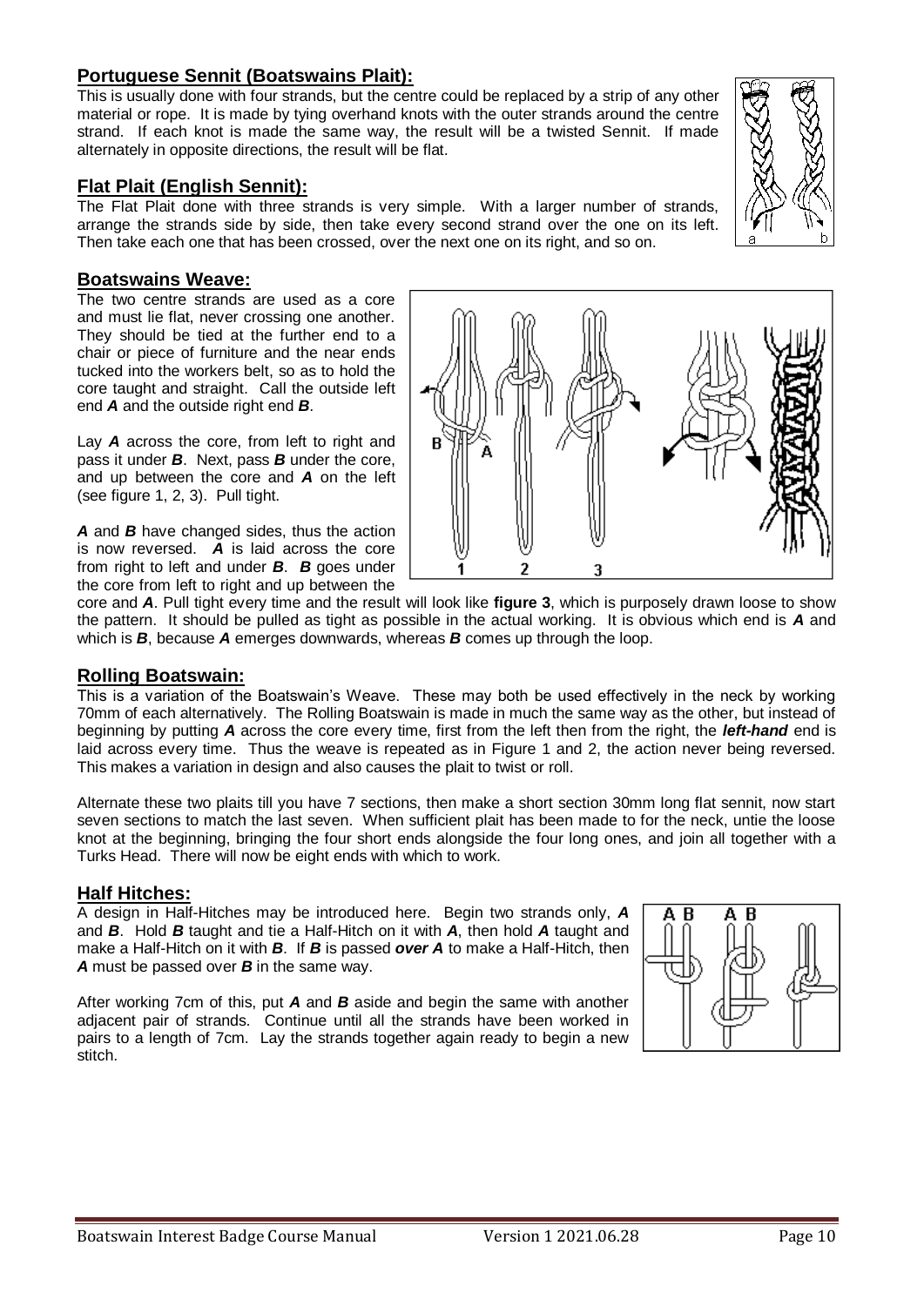## Portuguese Sennit (Boatswains Plait):

This is usually done with four strands, but the centre could be replaced by a strip of any other material or rope. It is made by tying overhand knots with the outer strands around the centre strand. If each knot is made the same way, the result will be a twisted Sennit. If made alternately in opposite directions, the result will be flat.

## Flat Plait (English Sennit):

The Flat Plait done with three strands is very simple. With a larger number of strands, arrange the strands side by side, then take every second strand over the one on its left. Then take each one that has been crossed, over the next one on its right, and so on.

## Boatswains Weave:

The two centre strands are used as a core and must lie flat, never crossing one another. They should be tied at the further end to a chair or piece of furniture and the near ends tucked into the workers belt, so as to hold the core taught and straight. Call the outside left end ***A*** and the outside right end ***B***.

Lay ***A*** across the core, from left to right and pass it under ***B***. Next, pass ***B*** under the core, and up between the core and ***A*** on the left (see figure 1, 2, 3). Pull tight.

***A*** and ***B*** have changed sides, thus the action is now reversed. ***A*** is laid across the core from right to left and under ***B***. ***B*** goes under the core from left to right and up between the core and ***A***. Pull tight every time and the result will look like **figure 3**, which is purposely drawn loose to show the pattern. It should be pulled as tight as possible in the actual working. It is obvious which end is ***A*** and which is ***B***, because ***A*** emerges downwards, whereas ***B*** comes up through the loop.

## Rolling Boatswain:

This is a variation of the Boatswain's Weave. These may both be used effectively in the neck by working 70mm of each alternatively. The Rolling Boatswain is made in much the same way as the other, but instead of beginning by putting ***A*** across the core every time, first from the left then from the right, the ***left-hand*** end is laid across every time. Thus the weave is repeated as in Figure 1 and 2, the action never being reversed. This makes a variation in design and also causes the plait to twist or roll.

Alternate these two plaits till you have 7 sections, then make a short section 30mm long flat sennit, now start seven sections to match the last seven. When sufficient plait has been made to for the neck, untie the loose knot at the beginning, bringing the four short ends alongside the four long ones, and join all together with a Turks Head. There will now be eight ends with which to work.

## Half Hitches:

A design in Half-Hitches may be introduced here. Begin two strands only, ***A*** and ***B***. Hold ***B*** taught and tie a Half-Hitch on it with ***A***, then hold ***A*** taught and make a Half-Hitch on it with ***B***. If ***B*** is passed ***over A*** to make a Half-Hitch, then ***A*** must be passed over ***B*** in the same way.

After working 7cm of this, put ***A*** and ***B*** aside and begin the same with another adjacent pair of strands. Continue until all the strands have been worked in pairs to a length of 7cm. Lay the strands together again ready to begin a new stitch.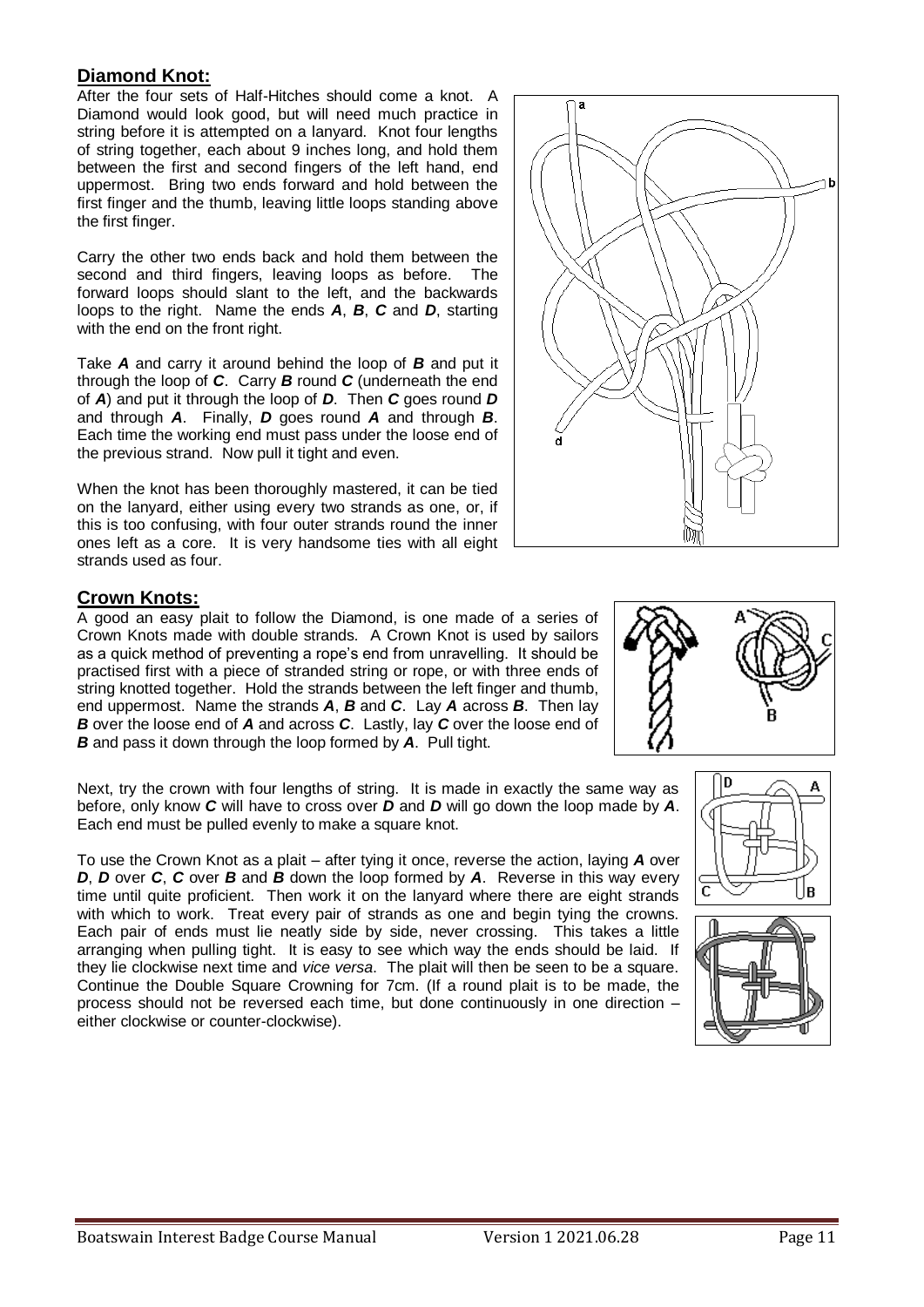## Diamond Knot:

After the four sets of Half-Hitches should come a knot. A Diamond would look good, but will need much practice in string before it is attempted on a lanyard. Knot four lengths of string together, each about 9 inches long, and hold them between the first and second fingers of the left hand, end uppermost. Bring two ends forward and hold between the first finger and the thumb, leaving little loops standing above the first finger.

Carry the other two ends back and hold them between the second and third fingers, leaving loops as before. The forward loops should slant to the left, and the backwards loops to the right. Name the ends ***A***, ***B***, ***C*** and ***D***, starting with the end on the front right.

Take ***A*** and carry it around behind the loop of ***B*** and put it through the loop of ***C***. Carry ***B*** round ***C*** (underneath the end of ***A***) and put it through the loop of ***D***. Then ***C*** goes round ***D*** and through ***A***. Finally, ***D*** goes round ***A*** and through ***B***. Each time the working end must pass under the loose end of the previous strand. Now pull it tight and even.

When the knot has been thoroughly mastered, it can be tied on the lanyard, either using every two strands as one, or, if this is too confusing, with four outer strands round the inner ones left as a core. It is very handsome ties with all eight strands used as four.

## Crown Knots:

A good an easy plait to follow the Diamond, is one made of a series of Crown Knots made with double strands. A Crown Knot is used by sailors as a quick method of preventing a rope's end from unravelling. It should be practised first with a piece of stranded string or rope, or with three ends of string knotted together. Hold the strands between the left finger and thumb, end uppermost. Name the strands ***A***, ***B*** and ***C***. Lay ***A*** across ***B***. Then lay ***B*** over the loose end of ***A*** and across ***C***. Lastly, lay ***C*** over the loose end of ***B*** and pass it down through the loop formed by ***A***. Pull tight.

Next, try the crown with four lengths of string. It is made in exactly the same way as before, only know ***C*** will have to cross over ***D*** and ***D*** will go down the loop made by ***A***. Each end must be pulled evenly to make a square knot.

To use the Crown Knot as a plait – after tying it once, reverse the action, laying ***A*** over ***D***, ***D*** over ***C***, ***C*** over ***B*** and ***B*** down the loop formed by ***A***. Reverse in this way every time until quite proficient. Then work it on the lanyard where there are eight strands with which to work. Treat every pair of strands as one and begin tying the crowns. Each pair of ends must lie neatly side by side, never crossing. This takes a little arranging when pulling tight. It is easy to see which way the ends should be laid. If they lie clockwise next time and *vice versa*. The plait will then be seen to be a square. Continue the Double Square Crowning for 7cm. (If a round plait is to be made, the process should not be reversed each time, but done continuously in one direction – either clockwise or counter-clockwise).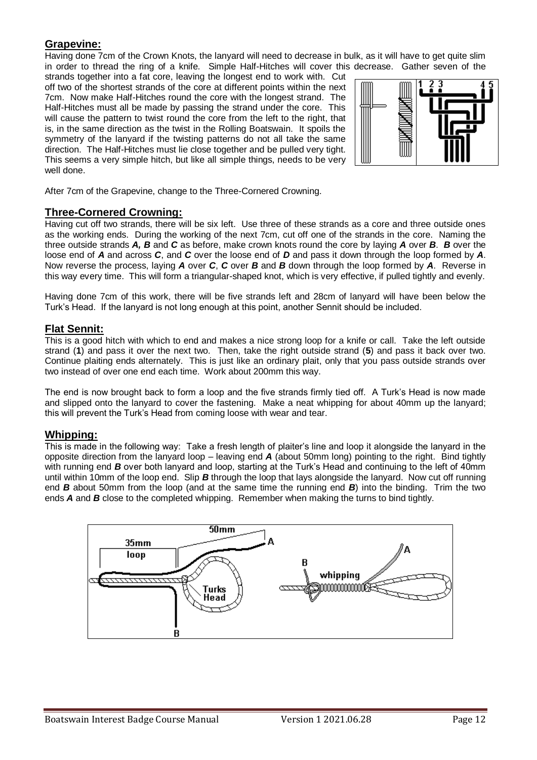## Grapevine:

Having done 7cm of the Crown Knots, the lanyard will need to decrease in bulk, as it will have to get quite slim in order to thread the ring of a knife. Simple Half-Hitches will cover this decrease. Gather seven of the strands together into a fat core, leaving the longest end to work with. Cut off two of the shortest strands of the core at different points within the next 7cm. Now make Half-Hitches round the core with the longest strand. The Half-Hitches must all be made by passing the strand under the core. This will cause the pattern to twist round the core from the left to the right, that is, in the same direction as the twist in the Rolling Boatswain. It spoils the symmetry of the lanyard if the twisting patterns do not all take the same direction. The Half-Hitches must lie close together and be pulled very tight. This seems a very simple hitch, but like all simple things, needs to be very well done.

After 7cm of the Grapevine, change to the Three-Cornered Crowning.

## Three-Cornered Crowning:

Having cut off two strands, there will be six left. Use three of these strands as a core and three outside ones as the working ends. During the working of the next 7cm, cut off one of the strands in the core. Naming the three outside strands ***A, B*** and ***C*** as before, make crown knots round the core by laying ***A*** over ***B***. ***B*** over the loose end of ***A*** and across ***C***, and ***C*** over the loose end of ***D*** and pass it down through the loop formed by ***A***. Now reverse the process, laying ***A*** over ***C***, ***C*** over ***B*** and ***B*** down through the loop formed by ***A***. Reverse in this way every time. This will form a triangular-shaped knot, which is very effective, if pulled tightly and evenly.

Having done 7cm of this work, there will be five strands left and 28cm of lanyard will have been below the Turk's Head. If the lanyard is not long enough at this point, another Sennit should be included.

## Flat Sennit:

This is a good hitch with which to end and makes a nice strong loop for a knife or call. Take the left outside strand (**1**) and pass it over the next two. Then, take the right outside strand (**5**) and pass it back over two. Continue plaiting ends alternately. This is just like an ordinary plait, only that you pass outside strands over two instead of over one end each time. Work about 200mm this way.

The end is now brought back to form a loop and the five strands firmly tied off. A Turk's Head is now made and slipped onto the lanyard to cover the fastening. Make a neat whipping for about 40mm up the lanyard; this will prevent the Turk's Head from coming loose with wear and tear.

## Whipping:

This is made in the following way: Take a fresh length of plaiter's line and loop it alongside the lanyard in the opposite direction from the lanyard loop – leaving end ***A*** (about 50mm long) pointing to the right. Bind tightly with running end ***B*** over both lanyard and loop, starting at the Turk's Head and continuing to the left of 40mm until within 10mm of the loop end. Slip ***B*** through the loop that lays alongside the lanyard. Now cut off running end ***B*** about 50mm from the loop (and at the same time the running end ***B***) into the binding. Trim the two ends ***A*** and ***B*** close to the completed whipping. Remember when making the turns to bind tightly.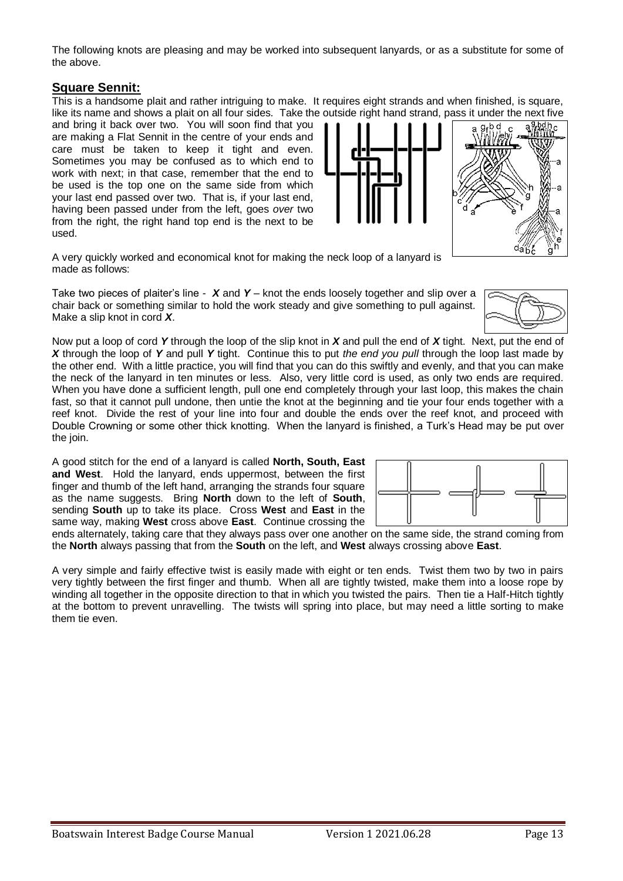The following knots are pleasing and may be worked into subsequent lanyards, or as a substitute for some of the above.

## **Square Sennit:**

This is a handsome plait and rather intriguing to make. It requires eight strands and when finished, is square, like its name and shows a plait on all four sides. Take the outside right hand strand, pass it under the next five and bring it back over two. You will soon find that you are making a Flat Sennit in the centre of your ends and care must be taken to keep it tight and even. Sometimes you may be confused as to which end to work with next; in that case, remember that the end to be used is the top one on the same side from which your last end passed over two. That is, if your last end, having been passed under from the left, goes *over* two from the right, the right hand top end is the next to be used.

A very quickly worked and economical knot for making the neck loop of a lanyard is made as follows:

Take two pieces of plaiter's line - ***X*** and ***Y*** – knot the ends loosely together and slip over a chair back or something similar to hold the work steady and give something to pull against. Make a slip knot in cord ***X***.

Now put a loop of cord ***Y*** through the loop of the slip knot in ***X*** and pull the end of ***X*** tight. Next, put the end of ***X*** through the loop of ***Y*** and pull ***Y*** tight. Continue this to put *the end you pull* through the loop last made by the other end. With a little practice, you will find that you can do this swiftly and evenly, and that you can make the neck of the lanyard in ten minutes or less. Also, very little cord is used, as only two ends are required. When you have done a sufficient length, pull one end completely through your last loop, this makes the chain fast, so that it cannot pull undone, then untie the knot at the beginning and tie your four ends together with a reef knot. Divide the rest of your line into four and double the ends over the reef knot, and proceed with Double Crowning or some other thick knotting. When the lanyard is finished, a Turk's Head may be put over the join.

A good stitch for the end of a lanyard is called **North, South, East and West**. Hold the lanyard, ends uppermost, between the first finger and thumb of the left hand, arranging the strands four square as the name suggests. Bring **North** down to the left of **South**, sending **South** up to take its place. Cross **West** and **East** in the same way, making **West** cross above **East**. Continue crossing the ends alternately, taking care that they always pass over one another on the same side, the strand coming from the **North** always passing that from the **South** on the left, and **West** always crossing above **East**.

A very simple and fairly effective twist is easily made with eight or ten ends. Twist them two by two in pairs very tightly between the first finger and thumb. When all are tightly twisted, make them into a loose rope by winding all together in the opposite direction to that in which you twisted the pairs. Then tie a Half-Hitch tightly at the bottom to prevent unravelling. The twists will spring into place, but may need a little sorting to make them tie even.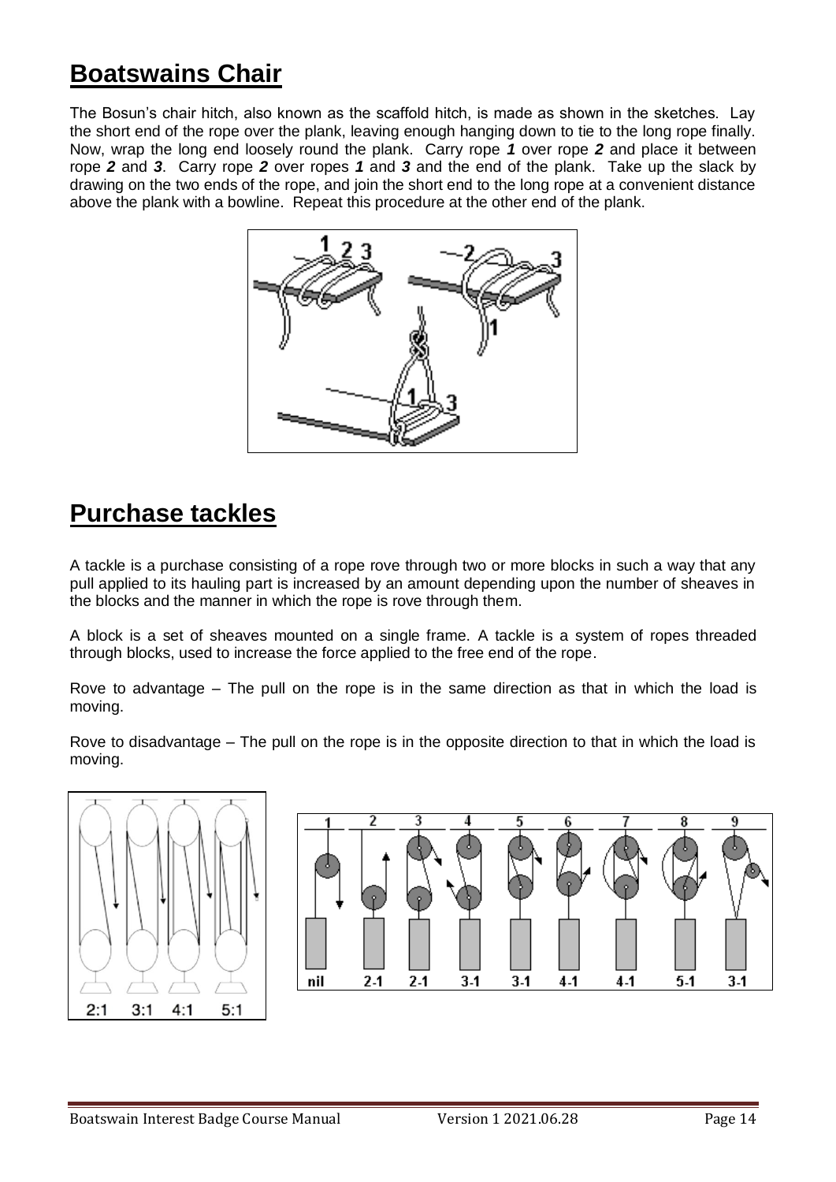# Boatswains Chair

The Bosun's chair hitch, also known as the scaffold hitch, is made as shown in the sketches. Lay the short end of the rope over the plank, leaving enough hanging down to tie to the long rope finally. Now, wrap the long end loosely round the plank. Carry rope ***1*** over rope ***2*** and place it between rope ***2*** and ***3***. Carry rope ***2*** over ropes ***1*** and ***3*** and the end of the plank. Take up the slack by drawing on the two ends of the rope, and join the short end to the long rope at a convenient distance above the plank with a bowline. Repeat this procedure at the other end of the plank.

# Purchase tackles

A tackle is a purchase consisting of a rope rove through two or more blocks in such a way that any pull applied to its hauling part is increased by an amount depending upon the number of sheaves in the blocks and the manner in which the rope is rove through them.

A block is a set of sheaves mounted on a single frame. A tackle is a system of ropes threaded through blocks, used to increase the force applied to the free end of the rope.

Rove to advantage – The pull on the rope is in the same direction as that in which the load is moving.

Rove to disadvantage – The pull on the rope is in the opposite direction to that in which the load is moving.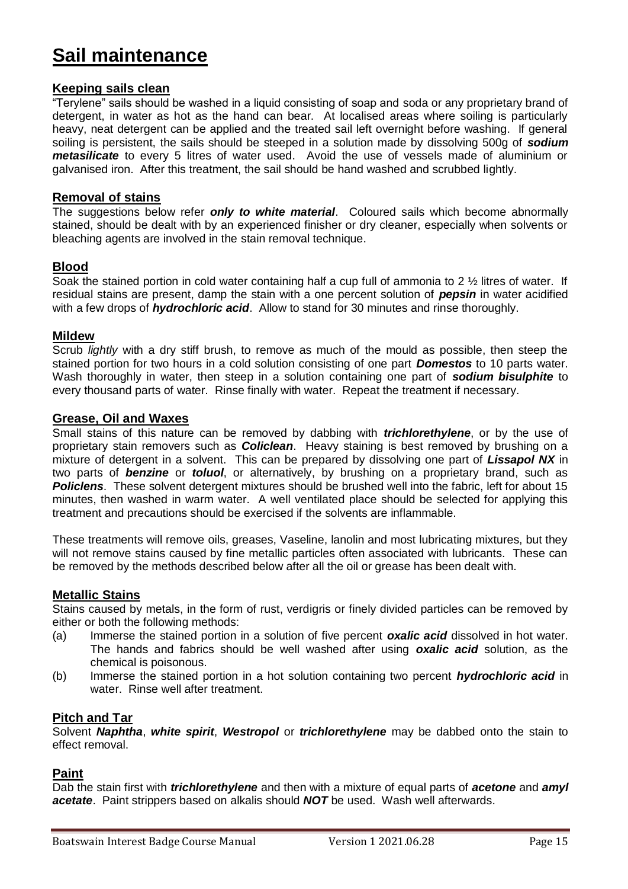# Sail maintenance

## Keeping sails clean

"Terylene" sails should be washed in a liquid consisting of soap and soda or any proprietary brand of detergent, in water as hot as the hand can bear. At localised areas where soiling is particularly heavy, neat detergent can be applied and the treated sail left overnight before washing. If general soiling is persistent, the sails should be steeped in a solution made by dissolving 500g of ***sodium metasilicate*** to every 5 litres of water used. Avoid the use of vessels made of aluminium or galvanised iron. After this treatment, the sail should be hand washed and scrubbed lightly.

## Removal of stains

The suggestions below refer ***only to white material***. Coloured sails which become abnormally stained, should be dealt with by an experienced finisher or dry cleaner, especially when solvents or bleaching agents are involved in the stain removal technique.

## Blood

Soak the stained portion in cold water containing half a cup full of ammonia to 2 ½ litres of water. If residual stains are present, damp the stain with a one percent solution of ***pepsin*** in water acidified with a few drops of ***hydrochloric acid***. Allow to stand for 30 minutes and rinse thoroughly.

## Mildew

Scrub *lightly* with a dry stiff brush, to remove as much of the mould as possible, then steep the stained portion for two hours in a cold solution consisting of one part ***Domestos*** to 10 parts water. Wash thoroughly in water, then steep in a solution containing one part of ***sodium bisulphite*** to every thousand parts of water. Rinse finally with water. Repeat the treatment if necessary.

## Grease, Oil and Waxes

Small stains of this nature can be removed by dabbing with ***trichlorethylene***, or by the use of proprietary stain removers such as ***Coliclean***. Heavy staining is best removed by brushing on a mixture of detergent in a solvent. This can be prepared by dissolving one part of ***Lissapol NX*** in two parts of ***benzine*** or ***toluol***, or alternatively, by brushing on a proprietary brand, such as ***Policlens***. These solvent detergent mixtures should be brushed well into the fabric, left for about 15 minutes, then washed in warm water. A well ventilated place should be selected for applying this treatment and precautions should be exercised if the solvents are inflammable.

These treatments will remove oils, greases, Vaseline, lanolin and most lubricating mixtures, but they will not remove stains caused by fine metallic particles often associated with lubricants. These can be removed by the methods described below after all the oil or grease has been dealt with.

## Metallic Stains

Stains caused by metals, in the form of rust, verdigris or finely divided particles can be removed by either or both the following methods:

(a) Immerse the stained portion in a solution of five percent ***oxalic acid*** dissolved in hot water. The hands and fabrics should be well washed after using ***oxalic acid*** solution, as the chemical is poisonous.

(b) Immerse the stained portion in a hot solution containing two percent ***hydrochloric acid*** in water. Rinse well after treatment.

## Pitch and Tar

Solvent ***Naphtha***, ***white spirit***, ***Westropol*** or ***trichlorethylene*** may be dabbed onto the stain to effect removal.

## Paint

Dab the stain first with ***trichlorethylene*** and then with a mixture of equal parts of ***acetone*** and ***amyl acetate***. Paint strippers based on alkalis should ***NOT*** be used. Wash well afterwards.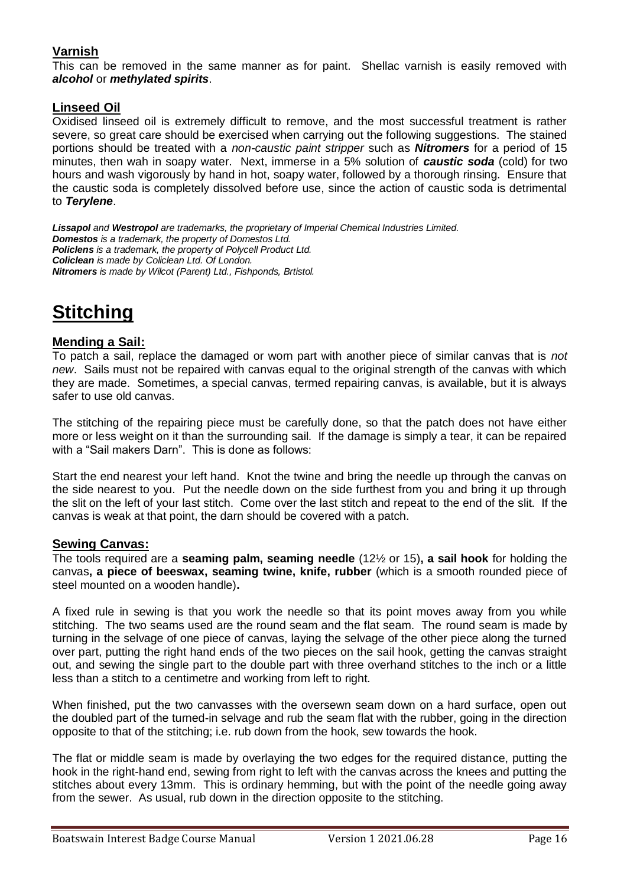### Varnish

This can be removed in the same manner as for paint. Shellac varnish is easily removed with ***alcohol*** or ***methylated spirits***.

### Linseed Oil

Oxidised linseed oil is extremely difficult to remove, and the most successful treatment is rather severe, so great care should be exercised when carrying out the following suggestions. The stained portions should be treated with a *non-caustic paint stripper* such as ***Nitromers*** for a period of 15 minutes, then wah in soapy water. Next, immerse in a 5% solution of ***caustic soda*** (cold) for two hours and wash vigorously by hand in hot, soapy water, followed by a thorough rinsing. Ensure that the caustic soda is completely dissolved before use, since the action of caustic soda is detrimental to ***Terylene***.

***Lissapol*** *and* ***Westropol*** *are trademarks, the proprietary of Imperial Chemical Industries Limited.*
***Domestos*** *is a trademark, the property of Domestos Ltd.*
***Policlens*** *is a trademark, the property of Polycell Product Ltd.*
***Coliclean*** *is made by Coliclean Ltd. Of London.*
***Nitromers*** *is made by Wilcot (Parent) Ltd., Fishponds, Brtistol.*

# Stitching

### Mending a Sail:

To patch a sail, replace the damaged or worn part with another piece of similar canvas that is *not new*. Sails must not be repaired with canvas equal to the original strength of the canvas with which they are made. Sometimes, a special canvas, termed repairing canvas, is available, but it is always safer to use old canvas.

The stitching of the repairing piece must be carefully done, so that the patch does not have either more or less weight on it than the surrounding sail. If the damage is simply a tear, it can be repaired with a "Sail makers Darn". This is done as follows:

Start the end nearest your left hand. Knot the twine and bring the needle up through the canvas on the side nearest to you. Put the needle down on the side furthest from you and bring it up through the slit on the left of your last stitch. Come over the last stitch and repeat to the end of the slit. If the canvas is weak at that point, the darn should be covered with a patch.

### Sewing Canvas:

The tools required are a **seaming palm, seaming needle** (12½ or 15)**, a sail hook** for holding the canvas**, a piece of beeswax, seaming twine, knife, rubber** (which is a smooth rounded piece of steel mounted on a wooden handle)**.**

A fixed rule in sewing is that you work the needle so that its point moves away from you while stitching. The two seams used are the round seam and the flat seam. The round seam is made by turning in the selvage of one piece of canvas, laying the selvage of the other piece along the turned over part, putting the right hand ends of the two pieces on the sail hook, getting the canvas straight out, and sewing the single part to the double part with three overhand stitches to the inch or a little less than a stitch to a centimetre and working from left to right.

When finished, put the two canvasses with the oversewn seam down on a hard surface, open out the doubled part of the turned-in selvage and rub the seam flat with the rubber, going in the direction opposite to that of the stitching; i.e. rub down from the hook, sew towards the hook.

The flat or middle seam is made by overlaying the two edges for the required distance, putting the hook in the right-hand end, sewing from right to left with the canvas across the knees and putting the stitches about every 13mm. This is ordinary hemming, but with the point of the needle going away from the sewer. As usual, rub down in the direction opposite to the stitching.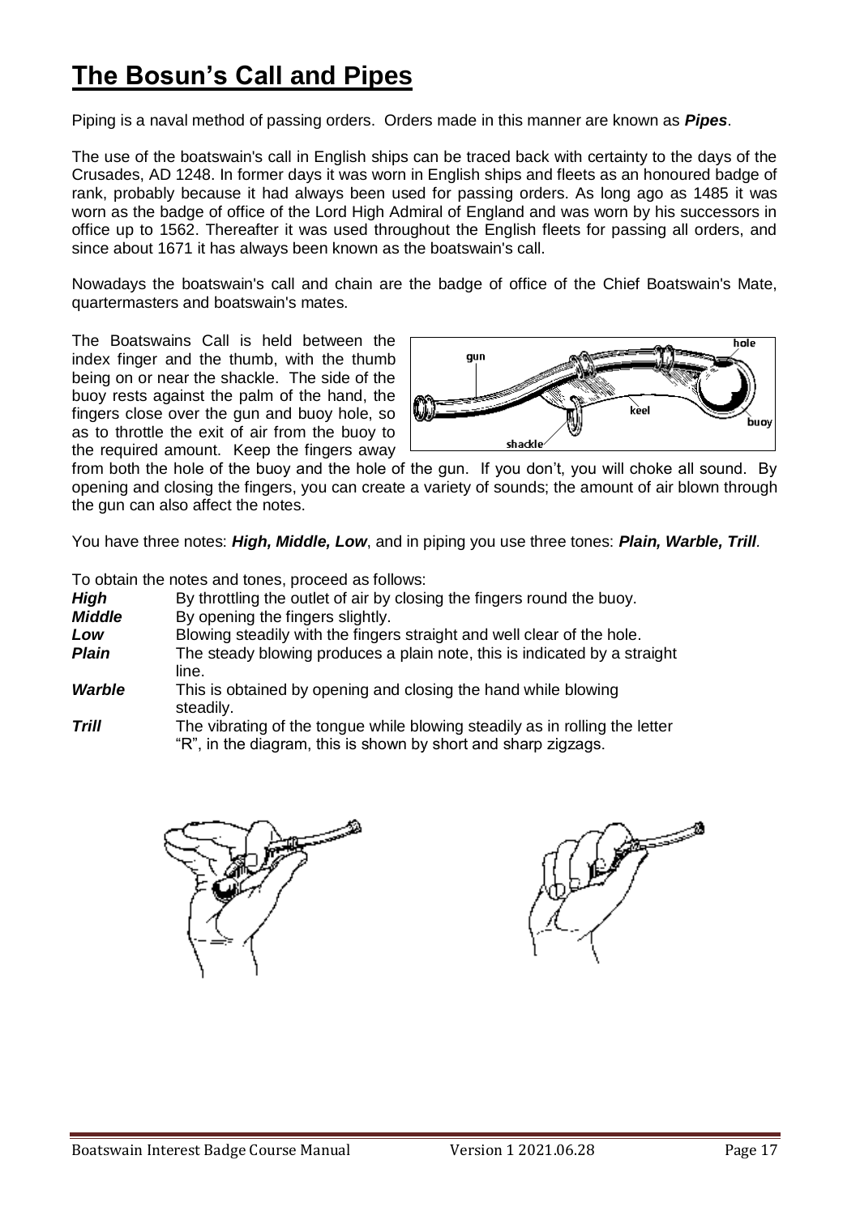# The Bosun's Call and Pipes

Piping is a naval method of passing orders. Orders made in this manner are known as ***Pipes***.

The use of the boatswain's call in English ships can be traced back with certainty to the days of the Crusades, AD 1248. In former days it was worn in English ships and fleets as an honoured badge of rank, probably because it had always been used for passing orders. As long ago as 1485 it was worn as the badge of office of the Lord High Admiral of England and was worn by his successors in office up to 1562. Thereafter it was used throughout the English fleets for passing all orders, and since about 1671 it has always been known as the boatswain's call.

Nowadays the boatswain's call and chain are the badge of office of the Chief Boatswain's Mate, quartermasters and boatswain's mates.

The Boatswains Call is held between the index finger and the thumb, with the thumb being on or near the shackle. The side of the buoy rests against the palm of the hand, the fingers close over the gun and buoy hole, so as to throttle the exit of air from the buoy to the required amount. Keep the fingers away from both the hole of the buoy and the hole of the gun. If you don't, you will choke all sound. By opening and closing the fingers, you can create a variety of sounds; the amount of air blown through the gun can also affect the notes.

You have three notes: ***High, Middle, Low***, and in piping you use three tones: ***Plain, Warble, Trill***.

To obtain the notes and tones, proceed as follows:

| | |
|---|---|
| ***High*** | By throttling the outlet of air by closing the fingers round the buoy. |
| ***Middle*** | By opening the fingers slightly. |
| ***Low*** | Blowing steadily with the fingers straight and well clear of the hole. |
| ***Plain*** | The steady blowing produces a plain note, this is indicated by a straight line. |
| ***Warble*** | This is obtained by opening and closing the hand while blowing steadily. |
| ***Trill*** | The vibrating of the tongue while blowing steadily as in rolling the letter "R", in the diagram, this is shown by short and sharp zigzags. |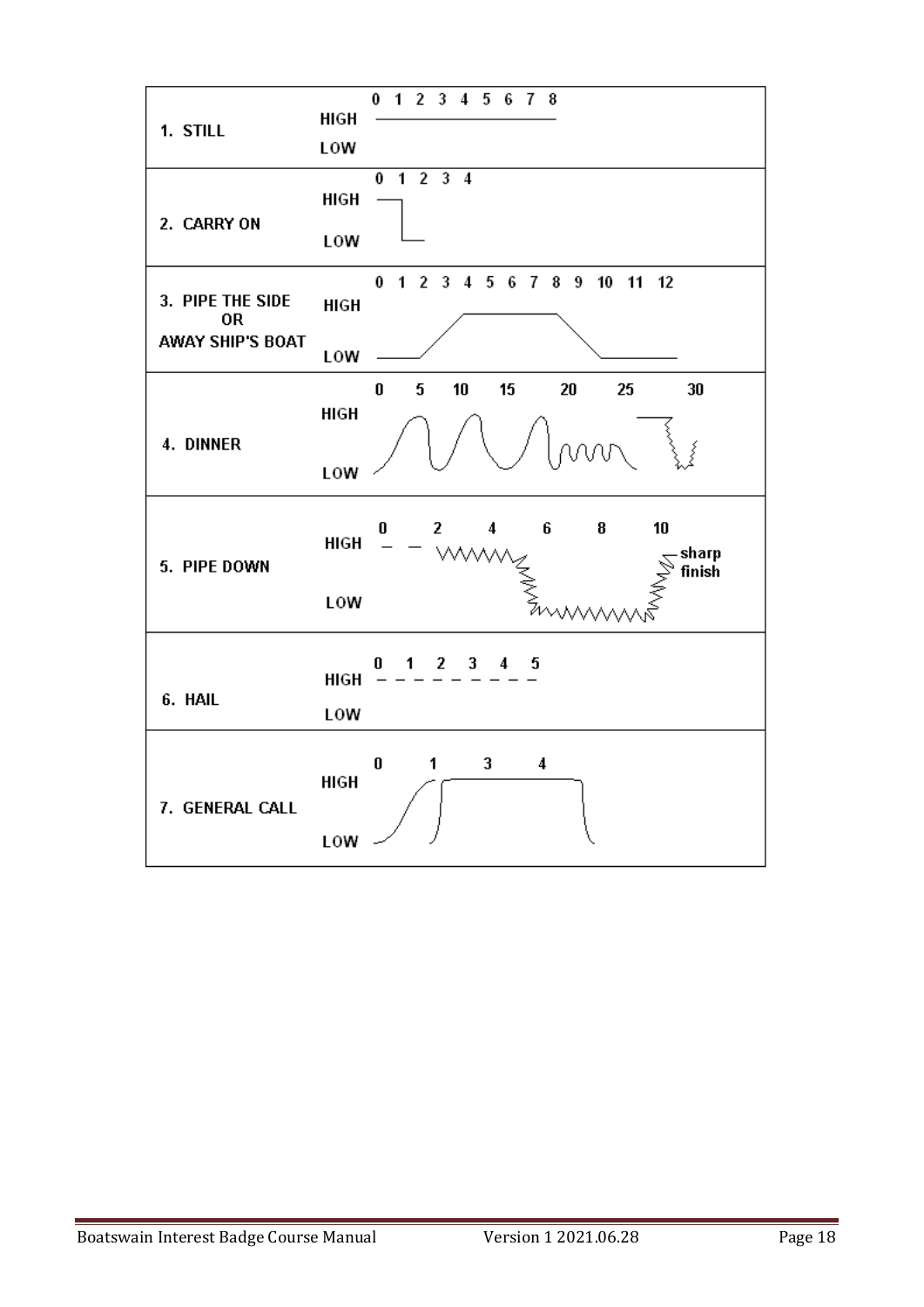| | | |
|---|---|---|
| 1. STILL | HIGH / LOW | 0 1 2 3 4 5 6 7 8 |
| 2. CARRY ON | HIGH / LOW | 0 1 2 3 4 |
| 3. PIPE THE SIDE OR AWAY SHIP'S BOAT | HIGH / LOW | 0 1 2 3 4 5 6 7 8 9 10 11 12 |
| 4. DINNER | HIGH / LOW | 0 5 10 15 20 25 30 |
| 5. PIPE DOWN | HIGH / LOW | 0 2 4 6 8 10 sharp finish |
| 6. HAIL | HIGH / LOW | 0 1 2 3 4 5 |
| 7. GENERAL CALL | HIGH / LOW | 0 1 3 4 |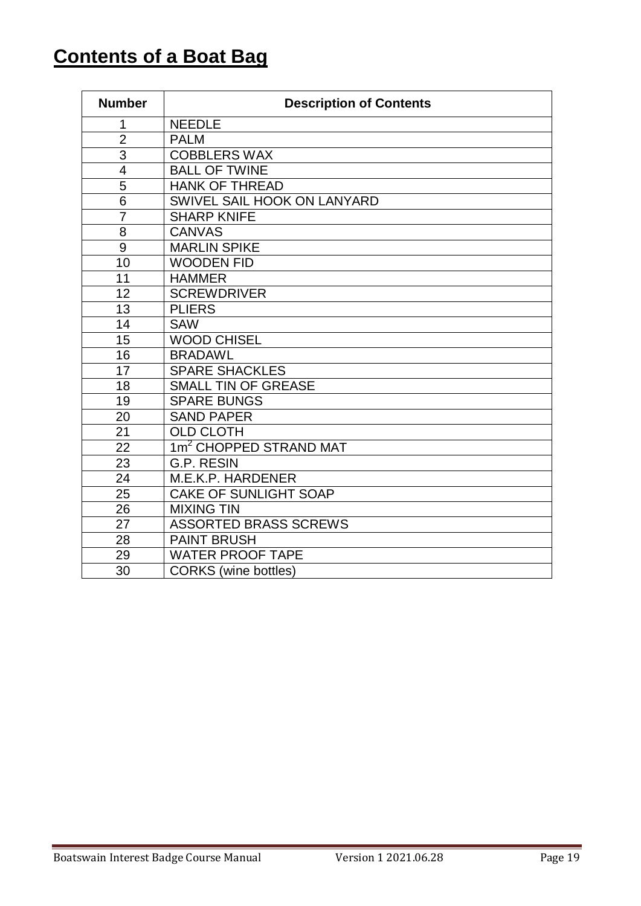# Contents of a Boat Bag

| Number | Description of Contents |
|---|---|
| 1 | NEEDLE |
| 2 | PALM |
| 3 | COBBLERS WAX |
| 4 | BALL OF TWINE |
| 5 | HANK OF THREAD |
| 6 | SWIVEL SAIL HOOK ON LANYARD |
| 7 | SHARP KNIFE |
| 8 | CANVAS |
| 9 | MARLIN SPIKE |
| 10 | WOODEN FID |
| 11 | HAMMER |
| 12 | SCREWDRIVER |
| 13 | PLIERS |
| 14 | SAW |
| 15 | WOOD CHISEL |
| 16 | BRADAWL |
| 17 | SPARE SHACKLES |
| 18 | SMALL TIN OF GREASE |
| 19 | SPARE BUNGS |
| 20 | SAND PAPER |
| 21 | OLD CLOTH |
| 22 | $1m^2$ CHOPPED STRAND MAT |
| 23 | G.P. RESIN |
| 24 | M.E.K.P. HARDENER |
| 25 | CAKE OF SUNLIGHT SOAP |
| 26 | MIXING TIN |
| 27 | ASSORTED BRASS SCREWS |
| 28 | PAINT BRUSH |
| 29 | WATER PROOF TAPE |
| 30 | CORKS (wine bottles) |